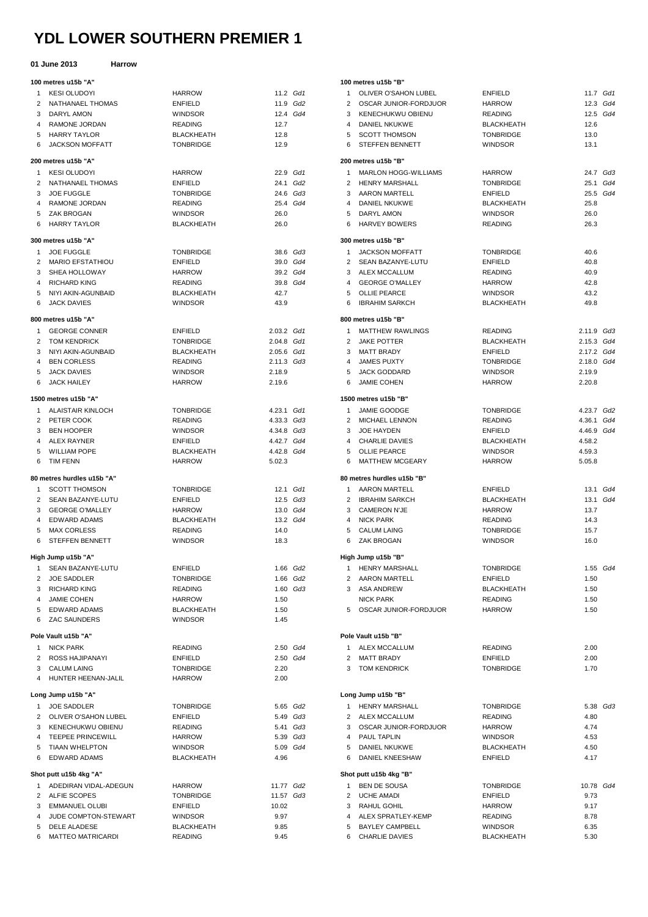# YDL LOWER SOUTHERN PREMIER 1

**01 June 2013** **Harrow**

**100 metres u15b "A"**

| | | | | |
|---|---|---|---|---|
| 1 | KESI OLUDOYI | HARROW | 11.2 | *Gd1* |
| 2 | NATHANAEL THOMAS | ENFIELD | 11.9 | *Gd2* |
| 3 | DARYL AMON | WINDSOR | 12.4 | *Gd4* |
| 4 | RAMONE JORDAN | READING | 12.7 | |
| 5 | HARRY TAYLOR | BLACKHEATH | 12.8 | |
| 6 | JACKSON MOFFATT | TONBRIDGE | 12.9 | |

**100 metres u15b "B"**

| | | | | |
|---|---|---|---|---|
| 1 | OLIVER O'SAHON LUBEL | ENFIELD | 11.7 | *Gd1* |
| 2 | OSCAR JUNIOR-FORDJUOR | HARROW | 12.3 | *Gd4* |
| 3 | KENECHUKWU OBIENU | READING | 12.5 | *Gd4* |
| 4 | DANIEL NKUKWE | BLACKHEATH | 12.6 | |
| 5 | SCOTT THOMSON | TONBRIDGE | 13.0 | |
| 6 | STEFFEN BENNETT | WINDSOR | 13.1 | |

**200 metres u15b "A"**

| | | | | |
|---|---|---|---|---|
| 1 | KESI OLUDOYI | HARROW | 22.9 | *Gd1* |
| 2 | NATHANAEL THOMAS | ENFIELD | 24.1 | *Gd2* |
| 3 | JOE FUGGLE | TONBRIDGE | 24.6 | *Gd3* |
| 4 | RAMONE JORDAN | READING | 25.4 | *Gd4* |
| 5 | ZAK BROGAN | WINDSOR | 26.0 | |
| 6 | HARRY TAYLOR | BLACKHEATH | 26.0 | |

**200 metres u15b "B"**

| | | | | |
|---|---|---|---|---|
| 1 | MARLON HOGG-WILLIAMS | HARROW | 24.7 | *Gd3* |
| 2 | HENRY MARSHALL | TONBRIDGE | 25.1 | *Gd4* |
| 3 | AARON MARTELL | ENFIELD | 25.5 | *Gd4* |
| 4 | DANIEL NKUKWE | BLACKHEATH | 25.8 | |
| 5 | DARYL AMON | WINDSOR | 26.0 | |
| 6 | HARVEY BOWERS | READING | 26.3 | |

**300 metres u15b "A"**

| | | | | |
|---|---|---|---|---|
| 1 | JOE FUGGLE | TONBRIDGE | 38.6 | *Gd3* |
| 2 | MARIO EFSTATHIOU | ENFIELD | 39.0 | *Gd4* |
| 3 | SHEA HOLLOWAY | HARROW | 39.2 | *Gd4* |
| 4 | RICHARD KING | READING | 39.8 | *Gd4* |
| 5 | NIYI AKIN-AGUNBAID | BLACKHEATH | 42.7 | |
| 6 | JACK DAVIES | WINDSOR | 43.9 | |

**300 metres u15b "B"**

| | | | | |
|---|---|---|---|---|
| 1 | JACKSON MOFFATT | TONBRIDGE | 40.6 | |
| 2 | SEAN BAZANYE-LUTU | ENFIELD | 40.8 | |
| 3 | ALEX MCCALLUM | READING | 40.9 | |
| 4 | GEORGE O'MALLEY | HARROW | 42.8 | |
| 5 | OLLIE PEARCE | WINDSOR | 43.2 | |
| 6 | IBRAHIM SARKCH | BLACKHEATH | 49.8 | |

**800 metres u15b "A"**

| | | | | |
|---|---|---|---|---|
| 1 | GEORGE CONNER | ENFIELD | 2.03.2 | *Gd1* |
| 2 | TOM KENDRICK | TONBRIDGE | 2.04.8 | *Gd1* |
| 3 | NIYI AKIN-AGUNBAID | BLACKHEATH | 2.05.6 | *Gd1* |
| 4 | BEN CORLESS | READING | 2.11.3 | *Gd3* |
| 5 | JACK DAVIES | WINDSOR | 2.18.9 | |
| 6 | JACK HAILEY | HARROW | 2.19.6 | |

**800 metres u15b "B"**

| | | | | |
|---|---|---|---|---|
| 1 | MATTHEW RAWLINGS | READING | 2.11.9 | *Gd3* |
| 2 | JAKE POTTER | BLACKHEATH | 2.15.3 | *Gd4* |
| 3 | MATT BRADY | ENFIELD | 2.17.2 | *Gd4* |
| 4 | JAMES PUXTY | TONBRIDGE | 2.18.0 | *Gd4* |
| 5 | JACK GODDARD | WINDSOR | 2.19.9 | |
| 6 | JAMIE COHEN | HARROW | 2.20.8 | |

**1500 metres u15b "A"**

| | | | | |
|---|---|---|---|---|
| 1 | ALAISTAIR KINLOCH | TONBRIDGE | 4.23.1 | *Gd1* |
| 2 | PETER COOK | READING | 4.33.3 | *Gd3* |
| 3 | BEN HOOPER | WINDSOR | 4.34.8 | *Gd3* |
| 4 | ALEX RAYNER | ENFIELD | 4.42.7 | *Gd4* |
| 5 | WILLIAM POPE | BLACKHEATH | 4.42.8 | *Gd4* |
| 6 | TIM FENN | HARROW | 5.02.3 | |

**1500 metres u15b "B"**

| | | | | |
|---|---|---|---|---|
| 1 | JAMIE GOODGE | TONBRIDGE | 4.23.7 | *Gd2* |
| 2 | MICHAEL LENNON | READING | 4.36.1 | *Gd4* |
| 3 | JOE HAYDEN | ENFIELD | 4.46.9 | *Gd4* |
| 4 | CHARLIE DAVIES | BLACKHEATH | 4.58.2 | |
| 5 | OLLIE PEARCE | WINDSOR | 4.59.3 | |
| 6 | MATTHEW MCGEARY | HARROW | 5.05.8 | |

**80 metres hurdles u15b "A"**

| | | | | |
|---|---|---|---|---|
| 1 | SCOTT THOMSON | TONBRIDGE | 12.1 | *Gd1* |
| 2 | SEAN BAZANYE-LUTU | ENFIELD | 12.5 | *Gd3* |
| 3 | GEORGE O'MALLEY | HARROW | 13.0 | *Gd4* |
| 4 | EDWARD ADAMS | BLACKHEATH | 13.2 | *Gd4* |
| 5 | MAX CORLESS | READING | 14.0 | |
| 6 | STEFFEN BENNETT | WINDSOR | 18.3 | |

**80 metres hurdles u15b "B"**

| | | | | |
|---|---|---|---|---|
| 1 | AARON MARTELL | ENFIELD | 13.1 | *Gd4* |
| 2 | IBRAHIM SARKCH | BLACKHEATH | 13.1 | *Gd4* |
| 3 | CAMERON N'JE | HARROW | 13.7 | |
| 4 | NICK PARK | READING | 14.3 | |
| 5 | CALUM LAING | TONBRIDGE | 15.7 | |
| 6 | ZAK BROGAN | WINDSOR | 16.0 | |

**High Jump u15b "A"**

| | | | | |
|---|---|---|---|---|
| 1 | SEAN BAZANYE-LUTU | ENFIELD | 1.66 | *Gd2* |
| 2 | JOE SADDLER | TONBRIDGE | 1.66 | *Gd2* |
| 3 | RICHARD KING | READING | 1.60 | *Gd3* |
| 4 | JAMIE COHEN | HARROW | 1.50 | |
| 5 | EDWARD ADAMS | BLACKHEATH | 1.50 | |
| 6 | ZAC SAUNDERS | WINDSOR | 1.45 | |

**High Jump u15b "B"**

| | | | | |
|---|---|---|---|---|
| 1 | HENRY MARSHALL | TONBRIDGE | 1.55 | *Gd4* |
| 2 | AARON MARTELL | ENFIELD | 1.50 | |
| 3 | ASA ANDREW | BLACKHEATH | 1.50 | |
| | NICK PARK | READING | 1.50 | |
| 5 | OSCAR JUNIOR-FORDJUOR | HARROW | 1.50 | |

**Pole Vault u15b "A"**

| | | | | |
|---|---|---|---|---|
| 1 | NICK PARK | READING | 2.50 | *Gd4* |
| 2 | ROSS HAJIPANAYI | ENFIELD | 2.50 | *Gd4* |
| 3 | CALUM LAING | TONBRIDGE | 2.20 | |
| 4 | HUNTER HEENAN-JALIL | HARROW | 2.00 | |

**Pole Vault u15b "B"**

| | | | | |
|---|---|---|---|---|
| 1 | ALEX MCCALLUM | READING | 2.00 | |
| 2 | MATT BRADY | ENFIELD | 2.00 | |
| 3 | TOM KENDRICK | TONBRIDGE | 1.70 | |

**Long Jump u15b "A"**

| | | | | |
|---|---|---|---|---|
| 1 | JOE SADDLER | TONBRIDGE | 5.65 | *Gd2* |
| 2 | OLIVER O'SAHON LUBEL | ENFIELD | 5.49 | *Gd3* |
| 3 | KENECHUKWU OBIENU | READING | 5.41 | *Gd3* |
| 4 | TEEPEE PRINCEWILL | HARROW | 5.39 | *Gd3* |
| 5 | TIAAN WHELPTON | WINDSOR | 5.09 | *Gd4* |
| 6 | EDWARD ADAMS | BLACKHEATH | 4.96 | |

**Long Jump u15b "B"**

| | | | | |
|---|---|---|---|---|
| 1 | HENRY MARSHALL | TONBRIDGE | 5.38 | *Gd3* |
| 2 | ALEX MCCALLUM | READING | 4.80 | |
| 3 | OSCAR JUNIOR-FORDJUOR | HARROW | 4.74 | |
| 4 | PAUL TAPLIN | WINDSOR | 4.53 | |
| 5 | DANIEL NKUKWE | BLACKHEATH | 4.50 | |
| 6 | DANIEL KNEESHAW | ENFIELD | 4.17 | |

**Shot putt u15b 4kg "A"**

| | | | | |
|---|---|---|---|---|
| 1 | ADEDIRAN VIDAL-ADEGUN | HARROW | 11.77 | *Gd2* |
| 2 | ALFIE SCOPES | TONBRIDGE | 11.57 | *Gd3* |
| 3 | EMMANUEL OLUBI | ENFIELD | 10.02 | |
| 4 | JUDE COMPTON-STEWART | WINDSOR | 9.97 | |
| 5 | DELE ALADESE | BLACKHEATH | 9.85 | |
| 6 | MATTEO MATRICARDI | READING | 9.45 | |

**Shot putt u15b 4kg "B"**

| | | | | |
|---|---|---|---|---|
| 1 | BEN DE SOUSA | TONBRIDGE | 10.78 | *Gd4* |
| 2 | UCHE AMADI | ENFIELD | 9.73 | |
| 3 | RAHUL GOHIL | HARROW | 9.17 | |
| 4 | ALEX SPRATLEY-KEMP | READING | 8.78 | |
| 5 | BAYLEY CAMPBELL | WINDSOR | 6.35 | |
| 6 | CHARLIE DAVIES | BLACKHEATH | 5.30 | |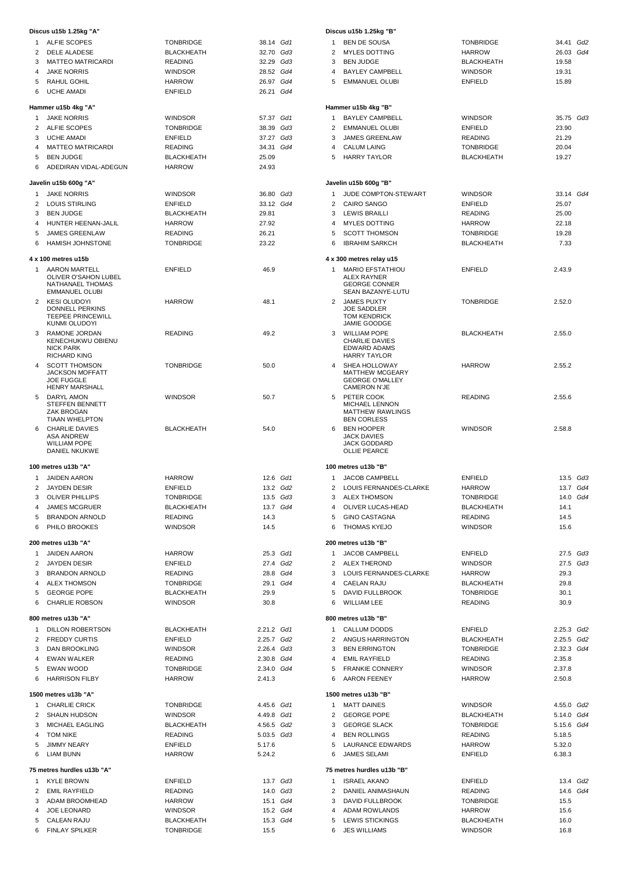### Discus u15b 1.25kg "A"

| | | | | |
|---|---|---|---|---|
| 1 | ALFIE SCOPES | TONBRIDGE | 38.14 | Gd1 |
| 2 | DELE ALADESE | BLACKHEATH | 32.70 | Gd3 |
| 3 | MATTEO MATRICARDI | READING | 32.29 | Gd3 |
| 4 | JAKE NORRIS | WINDSOR | 28.52 | Gd4 |
| 5 | RAHUL GOHIL | HARROW | 26.97 | Gd4 |
| 6 | UCHE AMADI | ENFIELD | 26.21 | Gd4 |

### Discus u15b 1.25kg "B"

| | | | | |
|---|---|---|---|---|
| 1 | BEN DE SOUSA | TONBRIDGE | 34.41 | Gd2 |
| 2 | MYLES DOTTING | HARROW | 26.03 | Gd4 |
| 3 | BEN JUDGE | BLACKHEATH | 19.58 | |
| 4 | BAYLEY CAMPBELL | WINDSOR | 19.31 | |
| 5 | EMMANUEL OLUBI | ENFIELD | 15.89 | |

### Hammer u15b 4kg "A"

| | | | | |
|---|---|---|---|---|
| 1 | JAKE NORRIS | WINDSOR | 57.37 | Gd1 |
| 2 | ALFIE SCOPES | TONBRIDGE | 38.39 | Gd3 |
| 3 | UCHE AMADI | ENFIELD | 37.27 | Gd3 |
| 4 | MATTEO MATRICARDI | READING | 34.31 | Gd4 |
| 5 | BEN JUDGE | BLACKHEATH | 25.09 | |
| 6 | ADEDIRAN VIDAL-ADEGUN | HARROW | 24.93 | |

### Hammer u15b 4kg "B"

| | | | | |
|---|---|---|---|---|
| 1 | BAYLEY CAMPBELL | WINDSOR | 35.75 | Gd3 |
| 2 | EMMANUEL OLUBI | ENFIELD | 23.90 | |
| 3 | JAMES GREENLAW | READING | 21.29 | |
| 4 | CALUM LAING | TONBRIDGE | 20.04 | |
| 5 | HARRY TAYLOR | BLACKHEATH | 19.27 | |

### Javelin u15b 600g "A"

| | | | | |
|---|---|---|---|---|
| 1 | JAKE NORRIS | WINDSOR | 36.80 | Gd3 |
| 2 | LOUIS STIRLING | ENFIELD | 33.12 | Gd4 |
| 3 | BEN JUDGE | BLACKHEATH | 29.81 | |
| 4 | HUNTER HEENAN-JALIL | HARROW | 27.92 | |
| 5 | JAMES GREENLAW | READING | 26.21 | |
| 6 | HAMISH JOHNSTONE | TONBRIDGE | 23.22 | |

### Javelin u15b 600g "B"

| | | | | |
|---|---|---|---|---|
| 1 | JUDE COMPTON-STEWART | WINDSOR | 33.14 | Gd4 |
| 2 | CAIRO SANGO | ENFIELD | 25.07 | |
| 3 | LEWIS BRAILLI | READING | 25.00 | |
| 4 | MYLES DOTTING | HARROW | 22.18 | |
| 5 | SCOTT THOMSON | TONBRIDGE | 19.28 | |
| 6 | IBRAHIM SARKCH | BLACKHEATH | 7.33 | |

### 4 x 100 metres u15b

| | | | |
|---|---|---|---|
| 1 | AARON MARTELL, OLIVER O'SAHON LUBEL, NATHANAEL THOMAS, EMMANUEL OLUBI | ENFIELD | 46.9 |
| 2 | KESI OLUDOYI, DONNELL PERKINS, TEEPEE PRINCEWILL, KUNMI OLUDOYI | HARROW | 48.1 |
| 3 | RAMONE JORDAN, KENECHUKWU OBIENU, NICK PARK, RICHARD KING | READING | 49.2 |
| 4 | SCOTT THOMSON, JACKSON MOFFATT, JOE FUGGLE, HENRY MARSHALL | TONBRIDGE | 50.0 |
| 5 | DARYL AMON, STEFFEN BENNETT, ZAK BROGAN, TIAAN WHELPTON | WINDSOR | 50.7 |
| 6 | CHARLIE DAVIES, ASA ANDREW, WILLIAM POPE, DANIEL NKUKWE | BLACKHEATH | 54.0 |

### 4 x 300 metres relay u15

| | | | |
|---|---|---|---|
| 1 | MARIO EFSTATHIOU, ALEX RAYNER, GEORGE CONNER, SEAN BAZANYE-LUTU | ENFIELD | 2.43.9 |
| 2 | JAMES PUXTY, JOE SADDLER, TOM KENDRICK, JAMIE GOODGE | TONBRIDGE | 2.52.0 |
| 3 | WILLIAM POPE, CHARLIE DAVIES, EDWARD ADAMS, HARRY TAYLOR | BLACKHEATH | 2.55.0 |
| 4 | SHEA HOLLOWAY, MATTHEW MCGEARY, GEORGE O'MALLEY, CAMERON N'JE | HARROW | 2.55.2 |
| 5 | PETER COOK, MICHAEL LENNON, MATTHEW RAWLINGS, BEN CORLESS | READING | 2.55.6 |
| 6 | BEN HOOPER, JACK DAVIES, JACK GODDARD, OLLIE PEARCE | WINDSOR | 2.58.8 |

### 100 metres u13b "A"

| | | | | |
|---|---|---|---|---|
| 1 | JAIDEN AARON | HARROW | 12.6 | Gd1 |
| 2 | JAYDEN DESIR | ENFIELD | 13.2 | Gd2 |
| 3 | OLIVER PHILLIPS | TONBRIDGE | 13.5 | Gd3 |
| 4 | JAMES MCGRUER | BLACKHEATH | 13.7 | Gd4 |
| 5 | BRANDON ARNOLD | READING | 14.3 | |
| 6 | PHILO BROOKES | WINDSOR | 14.5 | |

### 100 metres u13b "B"

| | | | | |
|---|---|---|---|---|
| 1 | JACOB CAMPBELL | ENFIELD | 13.5 | Gd3 |
| 2 | LOUIS FERNANDES-CLARKE | HARROW | 13.7 | Gd4 |
| 3 | ALEX THOMSON | TONBRIDGE | 14.0 | Gd4 |
| 4 | OLIVER LUCAS-HEAD | BLACKHEATH | 14.1 | |
| 5 | GINO CASTAGNA | READING | 14.5 | |
| 6 | THOMAS KYEJO | WINDSOR | 15.6 | |

### 200 metres u13b "A"

| | | | | |
|---|---|---|---|---|
| 1 | JAIDEN AARON | HARROW | 25.3 | Gd1 |
| 2 | JAYDEN DESIR | ENFIELD | 27.4 | Gd2 |
| 3 | BRANDON ARNOLD | READING | 28.8 | Gd4 |
| 4 | ALEX THOMSON | TONBRIDGE | 29.1 | Gd4 |
| 5 | GEORGE POPE | BLACKHEATH | 29.9 | |
| 6 | CHARLIE ROBSON | WINDSOR | 30.8 | |

### 200 metres u13b "B"

| | | | | |
|---|---|---|---|---|
| 1 | JACOB CAMPBELL | ENFIELD | 27.5 | Gd3 |
| 2 | ALEX THEROND | WINDSOR | 27.5 | Gd3 |
| 3 | LOUIS FERNANDES-CLARKE | HARROW | 29.3 | |
| 4 | CAELAN RAJU | BLACKHEATH | 29.8 | |
| 5 | DAVID FULLBROOK | TONBRIDGE | 30.1 | |
| 6 | WILLIAM LEE | READING | 30.9 | |

### 800 metres u13b "A"

| | | | | |
|---|---|---|---|---|
| 1 | DILLON ROBERTSON | BLACKHEATH | 2.21.2 | Gd1 |
| 2 | FREDDY CURTIS | ENFIELD | 2.25.7 | Gd2 |
| 3 | DAN BROOKLING | WINDSOR | 2.26.4 | Gd3 |
| 4 | EWAN WALKER | READING | 2.30.8 | Gd4 |
| 5 | EWAN WOOD | TONBRIDGE | 2.34.0 | Gd4 |
| 6 | HARRISON FILBY | HARROW | 2.41.3 | |

### 800 metres u13b "B"

| | | | | |
|---|---|---|---|---|
| 1 | CALLUM DODDS | ENFIELD | 2.25.3 | Gd2 |
| 2 | ANGUS HARRINGTON | BLACKHEATH | 2.25.5 | Gd2 |
| 3 | BEN ERRINGTON | TONBRIDGE | 2.32.3 | Gd4 |
| 4 | EMIL RAYFIELD | READING | 2.35.8 | |
| 5 | FRANKIE CONNERY | WINDSOR | 2.37.8 | |
| 6 | AARON FEENEY | HARROW | 2.50.8 | |

### 1500 metres u13b "A"

| | | | | |
|---|---|---|---|---|
| 1 | CHARLIE CRICK | TONBRIDGE | 4.45.6 | Gd1 |
| 2 | SHAUN HUDSON | WINDSOR | 4.49.8 | Gd1 |
| 3 | MICHAEL EAGLING | BLACKHEATH | 4.56.5 | Gd2 |
| 4 | TOM NIKE | READING | 5.03.5 | Gd3 |
| 5 | JIMMY NEARY | ENFIELD | 5.17.6 | |
| 6 | LIAM BUNN | HARROW | 5.24.2 | |

### 1500 metres u13b "B"

| | | | | |
|---|---|---|---|---|
| 1 | MATT DAINES | WINDSOR | 4.55.0 | Gd2 |
| 2 | GEORGE POPE | BLACKHEATH | 5.14.0 | Gd4 |
| 3 | GEORGE SLACK | TONBRIDGE | 5.15.6 | Gd4 |
| 4 | BEN ROLLINGS | READING | 5.18.5 | |
| 5 | LAURANCE EDWARDS | HARROW | 5.32.0 | |
| 6 | JAMES SELAMI | ENFIELD | 6.38.3 | |

### 75 metres hurdles u13b "A"

| | | | | |
|---|---|---|---|---|
| 1 | KYLE BROWN | ENFIELD | 13.7 | Gd3 |
| 2 | EMIL RAYFIELD | READING | 14.0 | Gd3 |
| 3 | ADAM BROOMHEAD | HARROW | 15.1 | Gd4 |
| 4 | JOE LEONARD | WINDSOR | 15.2 | Gd4 |
| 5 | CALEAN RAJU | BLACKHEATH | 15.3 | Gd4 |
| 6 | FINLAY SPILKER | TONBRIDGE | 15.5 | |

### 75 metres hurdles u13b "B"

| | | | | |
|---|---|---|---|---|
| 1 | ISRAEL AKANO | ENFIELD | 13.4 | Gd2 |
| 2 | DANIEL ANIMASHAUN | READING | 14.6 | Gd4 |
| 3 | DAVID FULLBROOK | TONBRIDGE | 15.5 | |
| 4 | ADAM ROWLANDS | HARROW | 15.6 | |
| 5 | LEWIS STICKINGS | BLACKHEATH | 16.0 | |
| 6 | JES WILLIAMS | WINDSOR | 16.8 | |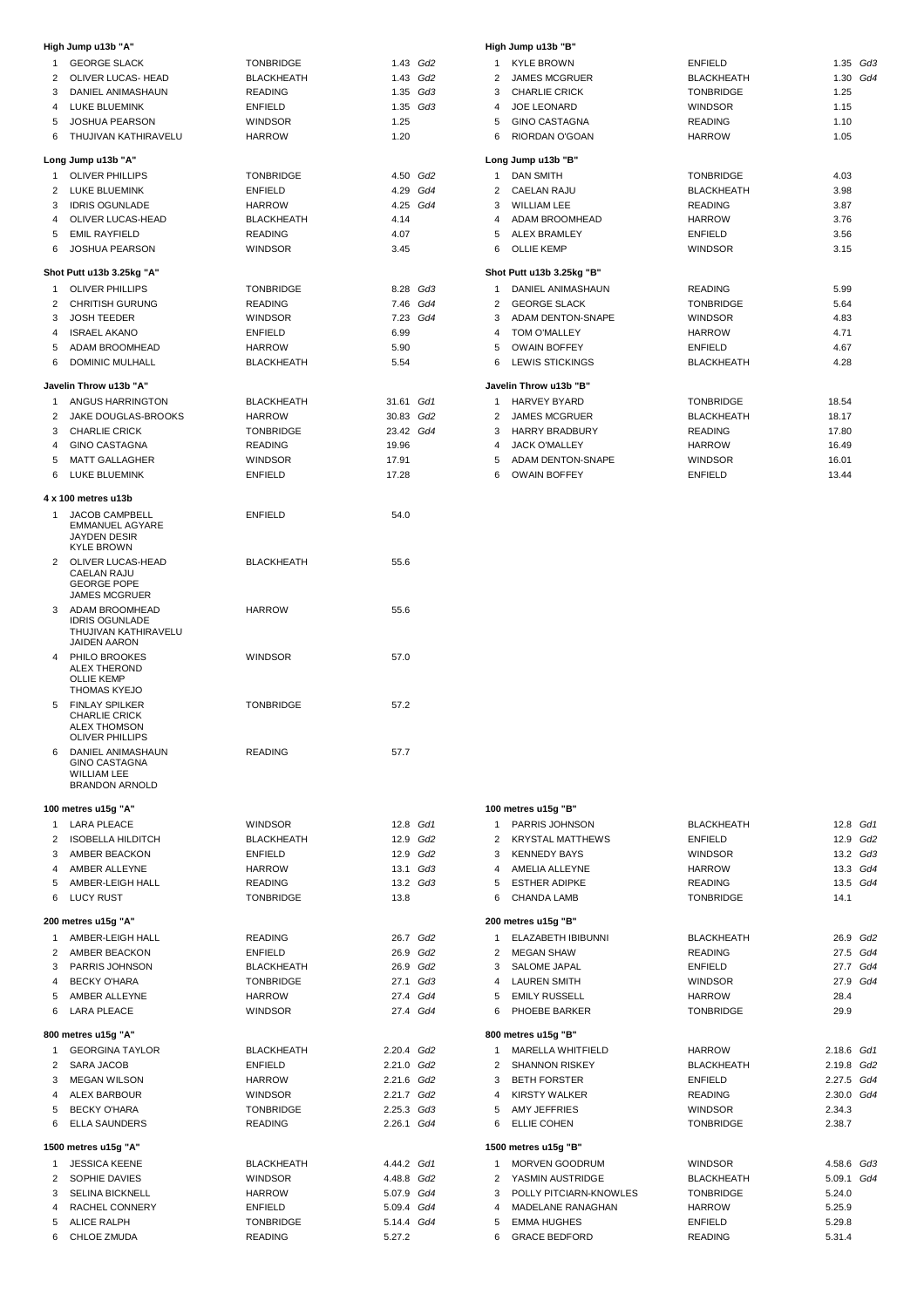### High Jump u13b "A"

| | | | | |
|---|---|---|---|---|
| 1 | GEORGE SLACK | TONBRIDGE | 1.43 | *Gd2* |
| 2 | OLIVER LUCAS- HEAD | BLACKHEATH | 1.43 | *Gd2* |
| 3 | DANIEL ANIMASHAUN | READING | 1.35 | *Gd3* |
| 4 | LUKE BLUEMINK | ENFIELD | 1.35 | *Gd3* |
| 5 | JOSHUA PEARSON | WINDSOR | 1.25 | |
| 6 | THUJIVAN KATHIRAVELU | HARROW | 1.20 | |

### High Jump u13b "B"

| | | | | |
|---|---|---|---|---|
| 1 | KYLE BROWN | ENFIELD | 1.35 | *Gd3* |
| 2 | JAMES MCGRUER | BLACKHEATH | 1.30 | *Gd4* |
| 3 | CHARLIE CRICK | TONBRIDGE | 1.25 | |
| 4 | JOE LEONARD | WINDSOR | 1.15 | |
| 5 | GINO CASTAGNA | READING | 1.10 | |
| 6 | RIORDAN O'GOAN | HARROW | 1.05 | |

### Long Jump u13b "A"

| | | | | |
|---|---|---|---|---|
| 1 | OLIVER PHILLIPS | TONBRIDGE | 4.50 | *Gd2* |
| 2 | LUKE BLUEMINK | ENFIELD | 4.29 | *Gd4* |
| 3 | IDRIS OGUNLADE | HARROW | 4.25 | *Gd4* |
| 4 | OLIVER LUCAS-HEAD | BLACKHEATH | 4.14 | |
| 5 | EMIL RAYFIELD | READING | 4.07 | |
| 6 | JOSHUA PEARSON | WINDSOR | 3.45 | |

### Long Jump u13b "B"

| | | | |
|---|---|---|---|
| 1 | DAN SMITH | TONBRIDGE | 4.03 |
| 2 | CAELAN RAJU | BLACKHEATH | 3.98 |
| 3 | WILLIAM LEE | READING | 3.87 |
| 4 | ADAM BROOMHEAD | HARROW | 3.76 |
| 5 | ALEX BRAMLEY | ENFIELD | 3.56 |
| 6 | OLLIE KEMP | WINDSOR | 3.15 |

### Shot Putt u13b 3.25kg "A"

| | | | | |
|---|---|---|---|---|
| 1 | OLIVER PHILLIPS | TONBRIDGE | 8.28 | *Gd3* |
| 2 | CHRITISH GURUNG | READING | 7.46 | *Gd4* |
| 3 | JOSH TEEDER | WINDSOR | 7.23 | *Gd4* |
| 4 | ISRAEL AKANO | ENFIELD | 6.99 | |
| 5 | ADAM BROOMHEAD | HARROW | 5.90 | |
| 6 | DOMINIC MULHALL | BLACKHEATH | 5.54 | |

### Shot Putt u13b 3.25kg "B"

| | | | |
|---|---|---|---|
| 1 | DANIEL ANIMASHAUN | READING | 5.99 |
| 2 | GEORGE SLACK | TONBRIDGE | 5.64 |
| 3 | ADAM DENTON-SNAPE | WINDSOR | 4.83 |
| 4 | TOM O'MALLEY | HARROW | 4.71 |
| 5 | OWAIN BOFFEY | ENFIELD | 4.67 |
| 6 | LEWIS STICKINGS | BLACKHEATH | 4.28 |

### Javelin Throw u13b "A"

| | | | | |
|---|---|---|---|---|
| 1 | ANGUS HARRINGTON | BLACKHEATH | 31.61 | *Gd1* |
| 2 | JAKE DOUGLAS-BROOKS | HARROW | 30.83 | *Gd2* |
| 3 | CHARLIE CRICK | TONBRIDGE | 23.42 | *Gd4* |
| 4 | GINO CASTAGNA | READING | 19.96 | |
| 5 | MATT GALLAGHER | WINDSOR | 17.91 | |
| 6 | LUKE BLUEMINK | ENFIELD | 17.28 | |

### Javelin Throw u13b "B"

| | | | |
|---|---|---|---|
| 1 | HARVEY BYARD | TONBRIDGE | 18.54 |
| 2 | JAMES MCGRUER | BLACKHEATH | 18.17 |
| 3 | HARRY BRADBURY | READING | 17.80 |
| 4 | JACK O'MALLEY | HARROW | 16.49 |
| 5 | ADAM DENTON-SNAPE | WINDSOR | 16.01 |
| 6 | OWAIN BOFFEY | ENFIELD | 13.44 |

### 4 x 100 metres u13b

| | | | |
|---|---|---|---|
| 1 | JACOB CAMPBELL<br>EMMANUEL AGYARE<br>JAYDEN DESIR<br>KYLE BROWN | ENFIELD | 54.0 |
| 2 | OLIVER LUCAS-HEAD<br>CAELAN RAJU<br>GEORGE POPE<br>JAMES MCGRUER | BLACKHEATH | 55.6 |
| 3 | ADAM BROOMHEAD<br>IDRIS OGUNLADE<br>THUJIVAN KATHIRAVELU<br>JAIDEN AARON | HARROW | 55.6 |
| 4 | PHILO BROOKES<br>ALEX THEROND<br>OLLIE KEMP<br>THOMAS KYEJO | WINDSOR | 57.0 |
| 5 | FINLAY SPILKER<br>CHARLIE CRICK<br>ALEX THOMSON<br>OLIVER PHILLIPS | TONBRIDGE | 57.2 |
| 6 | DANIEL ANIMASHAUN<br>GINO CASTAGNA<br>WILLIAM LEE<br>BRANDON ARNOLD | READING | 57.7 |

### 100 metres u15g "A"

| | | | | |
|---|---|---|---|---|
| 1 | LARA PLEACE | WINDSOR | 12.8 | *Gd1* |
| 2 | ISOBELLA HILDITCH | BLACKHEATH | 12.9 | *Gd2* |
| 3 | AMBER BEACKON | ENFIELD | 12.9 | *Gd2* |
| 4 | AMBER ALLEYNE | HARROW | 13.1 | *Gd3* |
| 5 | AMBER-LEIGH HALL | READING | 13.2 | *Gd3* |
| 6 | LUCY RUST | TONBRIDGE | 13.8 | |

### 100 metres u15g "B"

| | | | | |
|---|---|---|---|---|
| 1 | PARRIS JOHNSON | BLACKHEATH | 12.8 | *Gd1* |
| 2 | KRYSTAL MATTHEWS | ENFIELD | 12.9 | *Gd2* |
| 3 | KENNEDY BAYS | WINDSOR | 13.2 | *Gd3* |
| 4 | AMELIA ALLEYNE | HARROW | 13.3 | *Gd4* |
| 5 | ESTHER ADIPKE | READING | 13.5 | *Gd4* |
| 6 | CHANDA LAMB | TONBRIDGE | 14.1 | |

### 200 metres u15g "A"

| | | | | |
|---|---|---|---|---|
| 1 | AMBER-LEIGH HALL | READING | 26.7 | *Gd2* |
| 2 | AMBER BEACKON | ENFIELD | 26.9 | *Gd2* |
| 3 | PARRIS JOHNSON | BLACKHEATH | 26.9 | *Gd2* |
| 4 | BECKY O'HARA | TONBRIDGE | 27.1 | *Gd3* |
| 5 | AMBER ALLEYNE | HARROW | 27.4 | *Gd4* |
| 6 | LARA PLEACE | WINDSOR | 27.4 | *Gd4* |

### 200 metres u15g "B"

| | | | | |
|---|---|---|---|---|
| 1 | ELAZABETH IBIBUNNI | BLACKHEATH | 26.9 | *Gd2* |
| 2 | MEGAN SHAW | READING | 27.5 | *Gd4* |
| 3 | SALOME JAPAL | ENFIELD | 27.7 | *Gd4* |
| 4 | LAUREN SMITH | WINDSOR | 27.9 | *Gd4* |
| 5 | EMILY RUSSELL | HARROW | 28.4 | |
| 6 | PHOEBE BARKER | TONBRIDGE | 29.9 | |

### 800 metres u15g "A"

| | | | | |
|---|---|---|---|---|
| 1 | GEORGINA TAYLOR | BLACKHEATH | 2.20.4 | *Gd2* |
| 2 | SARA JACOB | ENFIELD | 2.21.0 | *Gd2* |
| 3 | MEGAN WILSON | HARROW | 2.21.6 | *Gd2* |
| 4 | ALEX BARBOUR | WINDSOR | 2.21.7 | *Gd2* |
| 5 | BECKY O'HARA | TONBRIDGE | 2.25.3 | *Gd3* |
| 6 | ELLA SAUNDERS | READING | 2.26.1 | *Gd4* |

### 800 metres u15g "B"

| | | | | |
|---|---|---|---|---|
| 1 | MARELLA WHITFIELD | HARROW | 2.18.6 | *Gd1* |
| 2 | SHANNON RISKEY | BLACKHEATH | 2.19.8 | *Gd2* |
| 3 | BETH FORSTER | ENFIELD | 2.27.5 | *Gd4* |
| 4 | KIRSTY WALKER | READING | 2.30.0 | *Gd4* |
| 5 | AMY JEFFRIES | WINDSOR | 2.34.3 | |
| 6 | ELLIE COHEN | TONBRIDGE | 2.38.7 | |

### 1500 metres u15g "A"

| | | | | |
|---|---|---|---|---|
| 1 | JESSICA KEENE | BLACKHEATH | 4.44.2 | *Gd1* |
| 2 | SOPHIE DAVIES | WINDSOR | 4.48.8 | *Gd2* |
| 3 | SELINA BICKNELL | HARROW | 5.07.9 | *Gd4* |
| 4 | RACHEL CONNERY | ENFIELD | 5.09.4 | *Gd4* |
| 5 | ALICE RALPH | TONBRIDGE | 5.14.4 | *Gd4* |
| 6 | CHLOE ZMUDA | READING | 5.27.2 | |

### 1500 metres u15g "B"

| | | | | |
|---|---|---|---|---|
| 1 | MORVEN GOODRUM | WINDSOR | 4.58.6 | *Gd3* |
| 2 | YASMIN AUSTRIDGE | BLACKHEATH | 5.09.1 | *Gd4* |
| 3 | POLLY PITCIARN-KNOWLES | TONBRIDGE | 5.24.0 | |
| 4 | MADELANE RANAGHAN | HARROW | 5.25.9 | |
| 5 | EMMA HUGHES | ENFIELD | 5.29.8 | |
| 6 | GRACE BEDFORD | READING | 5.31.4 | |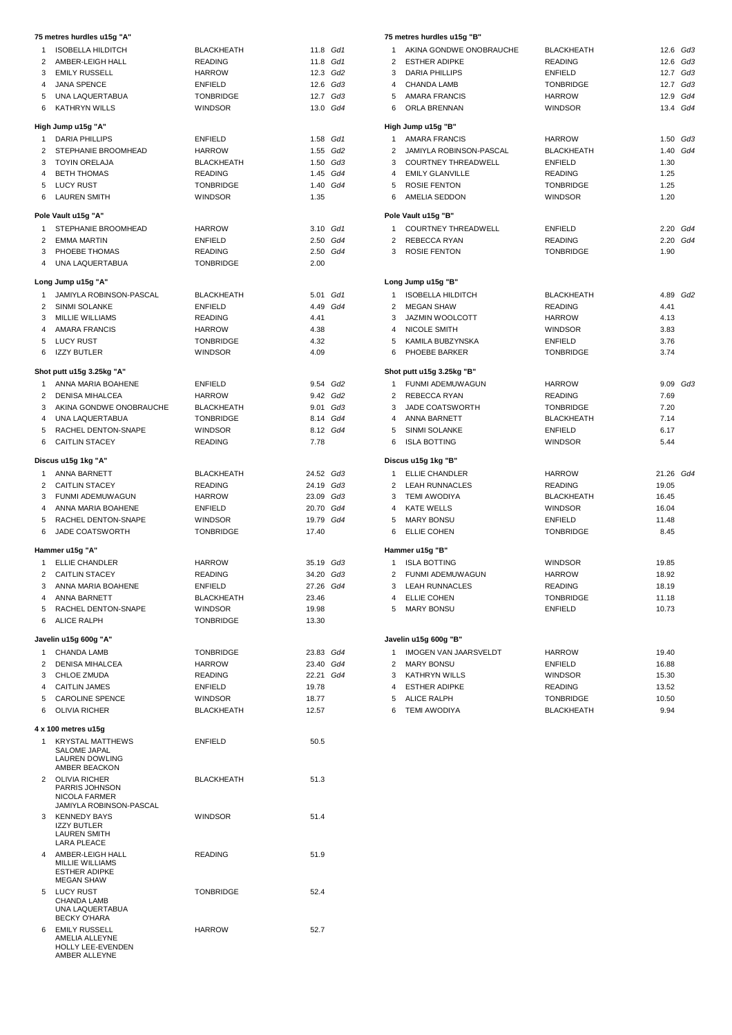### 75 metres hurdles u15g "A"

| | | | | |
|---|---|---|---|---|
| 1 | ISOBELLA HILDITCH | BLACKHEATH | 11.8 | Gd1 |
| 2 | AMBER-LEIGH HALL | READING | 11.8 | Gd1 |
| 3 | EMILY RUSSELL | HARROW | 12.3 | Gd2 |
| 4 | JANA SPENCE | ENFIELD | 12.6 | Gd3 |
| 5 | UNA LAQUERTABUA | TONBRIDGE | 12.7 | Gd3 |
| 6 | KATHRYN WILLS | WINDSOR | 13.0 | Gd4 |

### 75 metres hurdles u15g "B"

| | | | | |
|---|---|---|---|---|
| 1 | AKINA GONDWE ONOBRAUCHE | BLACKHEATH | 12.6 | Gd3 |
| 2 | ESTHER ADIPKE | READING | 12.6 | Gd3 |
| 3 | DARIA PHILLIPS | ENFIELD | 12.7 | Gd3 |
| 4 | CHANDA LAMB | TONBRIDGE | 12.7 | Gd3 |
| 5 | AMARA FRANCIS | HARROW | 12.9 | Gd4 |
| 6 | ORLA BRENNAN | WINDSOR | 13.4 | Gd4 |

### High Jump u15g "A"

| | | | | |
|---|---|---|---|---|
| 1 | DARIA PHILLIPS | ENFIELD | 1.58 | Gd1 |
| 2 | STEPHANIE BROOMHEAD | HARROW | 1.55 | Gd2 |
| 3 | TOYIN ORELAJA | BLACKHEATH | 1.50 | Gd3 |
| 4 | BETH THOMAS | READING | 1.45 | Gd4 |
| 5 | LUCY RUST | TONBRIDGE | 1.40 | Gd4 |
| 6 | LAUREN SMITH | WINDSOR | 1.35 | |

### High Jump u15g "B"

| | | | | |
|---|---|---|---|---|
| 1 | AMARA FRANCIS | HARROW | 1.50 | Gd3 |
| 2 | JAMIYLA ROBINSON-PASCAL | BLACKHEATH | 1.40 | Gd4 |
| 3 | COURTNEY THREADWELL | ENFIELD | 1.30 | |
| 4 | EMILY GLANVILLE | READING | 1.25 | |
| 5 | ROSIE FENTON | TONBRIDGE | 1.25 | |
| 6 | AMELIA SEDDON | WINDSOR | 1.20 | |

### Pole Vault u15g "A"

| | | | | |
|---|---|---|---|---|
| 1 | STEPHANIE BROOMHEAD | HARROW | 3.10 | Gd1 |
| 2 | EMMA MARTIN | ENFIELD | 2.50 | Gd4 |
| 3 | PHOEBE THOMAS | READING | 2.50 | Gd4 |
| 4 | UNA LAQUERTABUA | TONBRIDGE | 2.00 | |

### Pole Vault u15g "B"

| | | | | |
|---|---|---|---|---|
| 1 | COURTNEY THREADWELL | ENFIELD | 2.20 | Gd4 |
| 2 | REBECCA RYAN | READING | 2.20 | Gd4 |
| 3 | ROSIE FENTON | TONBRIDGE | 1.90 | |

### Long Jump u15g "A"

| | | | | |
|---|---|---|---|---|
| 1 | JAMIYLA ROBINSON-PASCAL | BLACKHEATH | 5.01 | Gd1 |
| 2 | SINMI SOLANKE | ENFIELD | 4.49 | Gd4 |
| 3 | MILLIE WILLIAMS | READING | 4.41 | |
| 4 | AMARA FRANCIS | HARROW | 4.38 | |
| 5 | LUCY RUST | TONBRIDGE | 4.32 | |
| 6 | IZZY BUTLER | WINDSOR | 4.09 | |

### Long Jump u15g "B"

| | | | | |
|---|---|---|---|---|
| 1 | ISOBELLA HILDITCH | BLACKHEATH | 4.89 | Gd2 |
| 2 | MEGAN SHAW | READING | 4.41 | |
| 3 | JAZMIN WOOLCOTT | HARROW | 4.13 | |
| 4 | NICOLE SMITH | WINDSOR | 3.83 | |
| 5 | KAMILA BUBZYNSKA | ENFIELD | 3.76 | |
| 6 | PHOEBE BARKER | TONBRIDGE | 3.74 | |

### Shot putt u15g 3.25kg "A"

| | | | | |
|---|---|---|---|---|
| 1 | ANNA MARIA BOAHENE | ENFIELD | 9.54 | Gd2 |
| 2 | DENISA MIHALCEA | HARROW | 9.42 | Gd2 |
| 3 | AKINA GONDWE ONOBRAUCHE | BLACKHEATH | 9.01 | Gd3 |
| 4 | UNA LAQUERTABUA | TONBRIDGE | 8.14 | Gd4 |
| 5 | RACHEL DENTON-SNAPE | WINDSOR | 8.12 | Gd4 |
| 6 | CAITLIN STACEY | READING | 7.78 | |

### Shot putt u15g 3.25kg "B"

| | | | | |
|---|---|---|---|---|
| 1 | FUNMI ADEMUWAGUN | HARROW | 9.09 | Gd3 |
| 2 | REBECCA RYAN | READING | 7.69 | |
| 3 | JADE COATSWORTH | TONBRIDGE | 7.20 | |
| 4 | ANNA BARNETT | BLACKHEATH | 7.14 | |
| 5 | SINMI SOLANKE | ENFIELD | 6.17 | |
| 6 | ISLA BOTTING | WINDSOR | 5.44 | |

### Discus u15g 1kg "A"

| | | | | |
|---|---|---|---|---|
| 1 | ANNA BARNETT | BLACKHEATH | 24.52 | Gd3 |
| 2 | CAITLIN STACEY | READING | 24.19 | Gd3 |
| 3 | FUNMI ADEMUWAGUN | HARROW | 23.09 | Gd3 |
| 4 | ANNA MARIA BOAHENE | ENFIELD | 20.70 | Gd4 |
| 5 | RACHEL DENTON-SNAPE | WINDSOR | 19.79 | Gd4 |
| 6 | JADE COATSWORTH | TONBRIDGE | 17.40 | |

### Discus u15g 1kg "B"

| | | | | |
|---|---|---|---|---|
| 1 | ELLIE CHANDLER | HARROW | 21.26 | Gd4 |
| 2 | LEAH RUNNACLES | READING | 19.05 | |
| 3 | TEMI AWODIYA | BLACKHEATH | 16.45 | |
| 4 | KATE WELLS | WINDSOR | 16.04 | |
| 5 | MARY BONSU | ENFIELD | 11.48 | |
| 6 | ELLIE COHEN | TONBRIDGE | 8.45 | |

### Hammer u15g "A"

| | | | | |
|---|---|---|---|---|
| 1 | ELLIE CHANDLER | HARROW | 35.19 | Gd3 |
| 2 | CAITLIN STACEY | READING | 34.20 | Gd3 |
| 3 | ANNA MARIA BOAHENE | ENFIELD | 27.26 | Gd4 |
| 4 | ANNA BARNETT | BLACKHEATH | 23.46 | |
| 5 | RACHEL DENTON-SNAPE | WINDSOR | 19.98 | |
| 6 | ALICE RALPH | TONBRIDGE | 13.30 | |

### Hammer u15g "B"

| | | | |
|---|---|---|---|
| 1 | ISLA BOTTING | WINDSOR | 19.85 |
| 2 | FUNMI ADEMUWAGUN | HARROW | 18.92 |
| 3 | LEAH RUNNACLES | READING | 18.19 |
| 4 | ELLIE COHEN | TONBRIDGE | 11.18 |
| 5 | MARY BONSU | ENFIELD | 10.73 |

### Javelin u15g 600g "A"

| | | | | |
|---|---|---|---|---|
| 1 | CHANDA LAMB | TONBRIDGE | 23.83 | Gd4 |
| 2 | DENISA MIHALCEA | HARROW | 23.40 | Gd4 |
| 3 | CHLOE ZMUDA | READING | 22.21 | Gd4 |
| 4 | CAITLIN JAMES | ENFIELD | 19.78 | |
| 5 | CAROLINE SPENCE | WINDSOR | 18.77 | |
| 6 | OLIVIA RICHER | BLACKHEATH | 12.57 | |

### Javelin u15g 600g "B"

| | | | |
|---|---|---|---|
| 1 | IMOGEN VAN JAARSVELDT | HARROW | 19.40 |
| 2 | MARY BONSU | ENFIELD | 16.88 |
| 3 | KATHRYN WILLS | WINDSOR | 15.30 |
| 4 | ESTHER ADIPKE | READING | 13.52 |
| 5 | ALICE RALPH | TONBRIDGE | 10.50 |
| 6 | TEMI AWODIYA | BLACKHEATH | 9.94 |

### 4 x 100 metres u15g

| | | | |
|---|---|---|---|
| 1 | KRYSTAL MATTHEWS<br>SALOME JAPAL<br>LAUREN DOWLING<br>AMBER BEACKON | ENFIELD | 50.5 |
| 2 | OLIVIA RICHER<br>PARRIS JOHNSON<br>NICOLA FARMER<br>JAMIYLA ROBINSON-PASCAL | BLACKHEATH | 51.3 |
| 3 | KENNEDY BAYS<br>IZZY BUTLER<br>LAUREN SMITH<br>LARA PLEACE | WINDSOR | 51.4 |
| 4 | AMBER-LEIGH HALL<br>MILLIE WILLIAMS<br>ESTHER ADIPKE<br>MEGAN SHAW | READING | 51.9 |
| 5 | LUCY RUST<br>CHANDA LAMB<br>UNA LAQUERTABUA<br>BECKY O'HARA | TONBRIDGE | 52.4 |
| 6 | EMILY RUSSELL<br>AMELIA ALLEYNE<br>HOLLY LEE-EVENDEN<br>AMBER ALLEYNE | HARROW | 52.7 |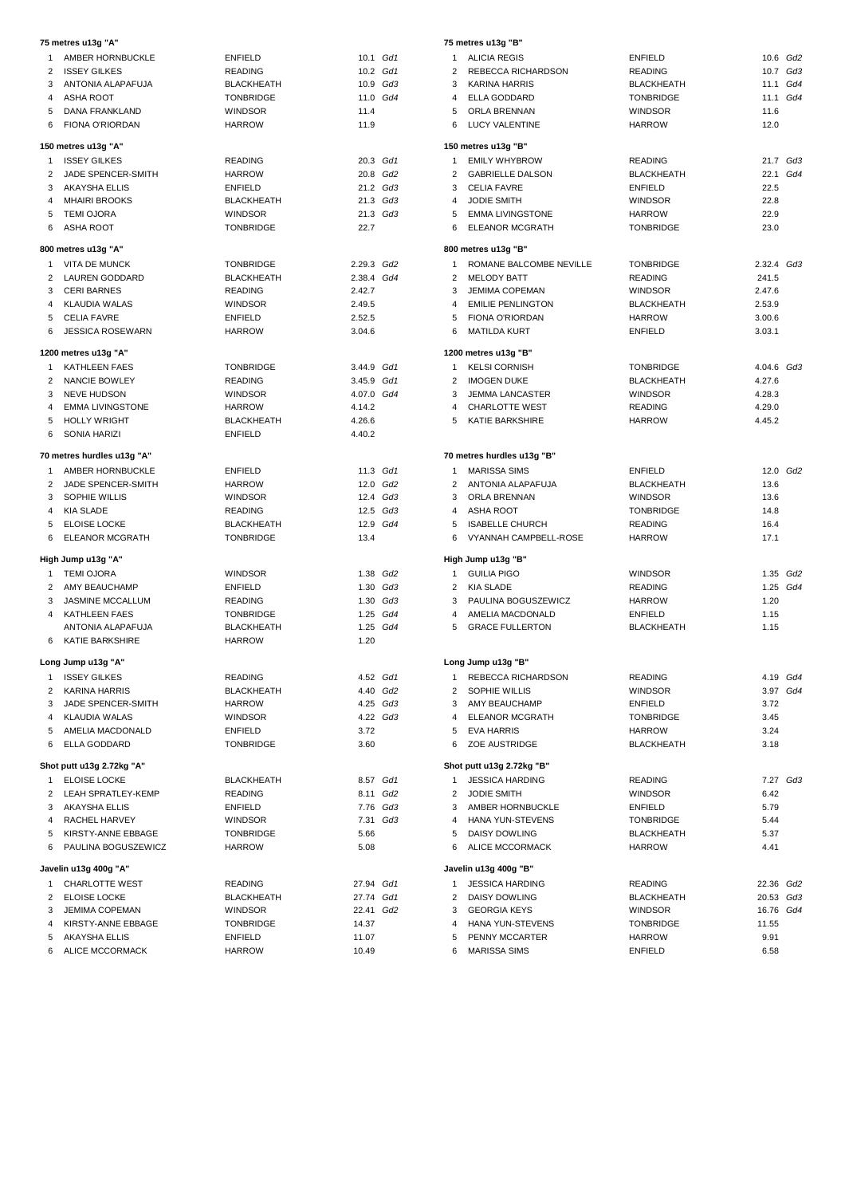### 75 metres u13g "A"

| | | | | |
|---|---|---|---|---|
| 1 | AMBER HORNBUCKLE | ENFIELD | 10.1 | *Gd1* |
| 2 | ISSEY GILKES | READING | 10.2 | *Gd1* |
| 3 | ANTONIA ALAPAFUJA | BLACKHEATH | 10.9 | *Gd3* |
| 4 | ASHA ROOT | TONBRIDGE | 11.0 | *Gd4* |
| 5 | DANA FRANKLAND | WINDSOR | 11.4 | |
| 6 | FIONA O'RIORDAN | HARROW | 11.9 | |

### 75 metres u13g "B"

| | | | | |
|---|---|---|---|---|
| 1 | ALICIA REGIS | ENFIELD | 10.6 | *Gd2* |
| 2 | REBECCA RICHARDSON | READING | 10.7 | *Gd3* |
| 3 | KARINA HARRIS | BLACKHEATH | 11.1 | *Gd4* |
| 4 | ELLA GODDARD | TONBRIDGE | 11.1 | *Gd4* |
| 5 | ORLA BRENNAN | WINDSOR | 11.6 | |
| 6 | LUCY VALENTINE | HARROW | 12.0 | |

### 150 metres u13g "A"

| | | | | |
|---|---|---|---|---|
| 1 | ISSEY GILKES | READING | 20.3 | *Gd1* |
| 2 | JADE SPENCER-SMITH | HARROW | 20.8 | *Gd2* |
| 3 | AKAYSHA ELLIS | ENFIELD | 21.2 | *Gd3* |
| 4 | MHAIRI BROOKS | BLACKHEATH | 21.3 | *Gd3* |
| 5 | TEMI OJORA | WINDSOR | 21.3 | *Gd3* |
| 6 | ASHA ROOT | TONBRIDGE | 22.7 | |

### 150 metres u13g "B"

| | | | | |
|---|---|---|---|---|
| 1 | EMILY WHYBROW | READING | 21.7 | *Gd3* |
| 2 | GABRIELLE DALSON | BLACKHEATH | 22.1 | *Gd4* |
| 3 | CELIA FAVRE | ENFIELD | 22.5 | |
| 4 | JODIE SMITH | WINDSOR | 22.8 | |
| 5 | EMMA LIVINGSTONE | HARROW | 22.9 | |
| 6 | ELEANOR MCGRATH | TONBRIDGE | 23.0 | |

### 800 metres u13g "A"

| | | | | |
|---|---|---|---|---|
| 1 | VITA DE MUNCK | TONBRIDGE | 2.29.3 | *Gd2* |
| 2 | LAUREN GODDARD | BLACKHEATH | 2.38.4 | *Gd4* |
| 3 | CERI BARNES | READING | 2.42.7 | |
| 4 | KLAUDIA WALAS | WINDSOR | 2.49.5 | |
| 5 | CELIA FAVRE | ENFIELD | 2.52.5 | |
| 6 | JESSICA ROSEWARN | HARROW | 3.04.6 | |

### 800 metres u13g "B"

| | | | | |
|---|---|---|---|---|
| 1 | ROMANE BALCOMBE NEVILLE | TONBRIDGE | 2.32.4 | *Gd3* |
| 2 | MELODY BATT | READING | 241.5 | |
| 3 | JEMIMA COPEMAN | WINDSOR | 2.47.6 | |
| 4 | EMILIE PENLINGTON | BLACKHEATH | 2.53.9 | |
| 5 | FIONA O'RIORDAN | HARROW | 3.00.6 | |
| 6 | MATILDA KURT | ENFIELD | 3.03.1 | |

### 1200 metres u13g "A"

| | | | | |
|---|---|---|---|---|
| 1 | KATHLEEN FAES | TONBRIDGE | 3.44.9 | *Gd1* |
| 2 | NANCIE BOWLEY | READING | 3.45.9 | *Gd1* |
| 3 | NEVE HUDSON | WINDSOR | 4.07.0 | *Gd4* |
| 4 | EMMA LIVINGSTONE | HARROW | 4.14.2 | |
| 5 | HOLLY WRIGHT | BLACKHEATH | 4.26.6 | |
| 6 | SONIA HARIZI | ENFIELD | 4.40.2 | |

### 1200 metres u13g "B"

| | | | | |
|---|---|---|---|---|
| 1 | KELSI CORNISH | TONBRIDGE | 4.04.6 | *Gd3* |
| 2 | IMOGEN DUKE | BLACKHEATH | 4.27.6 | |
| 3 | JEMMA LANCASTER | WINDSOR | 4.28.3 | |
| 4 | CHARLOTTE WEST | READING | 4.29.0 | |
| 5 | KATIE BARKSHIRE | HARROW | 4.45.2 | |

### 70 metres hurdles u13g "A"

| | | | | |
|---|---|---|---|---|
| 1 | AMBER HORNBUCKLE | ENFIELD | 11.3 | *Gd1* |
| 2 | JADE SPENCER-SMITH | HARROW | 12.0 | *Gd2* |
| 3 | SOPHIE WILLIS | WINDSOR | 12.4 | *Gd3* |
| 4 | KIA SLADE | READING | 12.5 | *Gd3* |
| 5 | ELOISE LOCKE | BLACKHEATH | 12.9 | *Gd4* |
| 6 | ELEANOR MCGRATH | TONBRIDGE | 13.4 | |

### 70 metres hurdles u13g "B"

| | | | | |
|---|---|---|---|---|
| 1 | MARISSA SIMS | ENFIELD | 12.0 | *Gd2* |
| 2 | ANTONIA ALAPAFUJA | BLACKHEATH | 13.6 | |
| 3 | ORLA BRENNAN | WINDSOR | 13.6 | |
| 4 | ASHA ROOT | TONBRIDGE | 14.8 | |
| 5 | ISABELLE CHURCH | READING | 16.4 | |
| 6 | VYANNAH CAMPBELL-ROSE | HARROW | 17.1 | |

### High Jump u13g "A"

| | | | | |
|---|---|---|---|---|
| 1 | TEMI OJORA | WINDSOR | 1.38 | *Gd2* |
| 2 | AMY BEAUCHAMP | ENFIELD | 1.30 | *Gd3* |
| 3 | JASMINE MCCALLUM | READING | 1.30 | *Gd3* |
| 4 | KATHLEEN FAES | TONBRIDGE | 1.25 | *Gd4* |
| | ANTONIA ALAPAFUJA | BLACKHEATH | 1.25 | *Gd4* |
| 6 | KATIE BARKSHIRE | HARROW | 1.20 | |

### High Jump u13g "B"

| | | | | |
|---|---|---|---|---|
| 1 | GUILIA PIGO | WINDSOR | 1.35 | *Gd2* |
| 2 | KIA SLADE | READING | 1.25 | *Gd4* |
| 3 | PAULINA BOGUSZEWICZ | HARROW | 1.20 | |
| 4 | AMELIA MACDONALD | ENFIELD | 1.15 | |
| 5 | GRACE FULLERTON | BLACKHEATH | 1.15 | |

### Long Jump u13g "A"

| | | | | |
|---|---|---|---|---|
| 1 | ISSEY GILKES | READING | 4.52 | *Gd1* |
| 2 | KARINA HARRIS | BLACKHEATH | 4.40 | *Gd2* |
| 3 | JADE SPENCER-SMITH | HARROW | 4.25 | *Gd3* |
| 4 | KLAUDIA WALAS | WINDSOR | 4.22 | *Gd3* |
| 5 | AMELIA MACDONALD | ENFIELD | 3.72 | |
| 6 | ELLA GODDARD | TONBRIDGE | 3.60 | |

### Long Jump u13g "B"

| | | | | |
|---|---|---|---|---|
| 1 | REBECCA RICHARDSON | READING | 4.19 | *Gd4* |
| 2 | SOPHIE WILLIS | WINDSOR | 3.97 | *Gd4* |
| 3 | AMY BEAUCHAMP | ENFIELD | 3.72 | |
| 4 | ELEANOR MCGRATH | TONBRIDGE | 3.45 | |
| 5 | EVA HARRIS | HARROW | 3.24 | |
| 6 | ZOE AUSTRIDGE | BLACKHEATH | 3.18 | |

### Shot putt u13g 2.72kg "A"

| | | | | |
|---|---|---|---|---|
| 1 | ELOISE LOCKE | BLACKHEATH | 8.57 | *Gd1* |
| 2 | LEAH SPRATLEY-KEMP | READING | 8.11 | *Gd2* |
| 3 | AKAYSHA ELLIS | ENFIELD | 7.76 | *Gd3* |
| 4 | RACHEL HARVEY | WINDSOR | 7.31 | *Gd3* |
| 5 | KIRSTY-ANNE EBBAGE | TONBRIDGE | 5.66 | |
| 6 | PAULINA BOGUSZEWICZ | HARROW | 5.08 | |

### Shot putt u13g 2.72kg "B"

| | | | | |
|---|---|---|---|---|
| 1 | JESSICA HARDING | READING | 7.27 | *Gd3* |
| 2 | JODIE SMITH | WINDSOR | 6.42 | |
| 3 | AMBER HORNBUCKLE | ENFIELD | 5.79 | |
| 4 | HANA YUN-STEVENS | TONBRIDGE | 5.44 | |
| 5 | DAISY DOWLING | BLACKHEATH | 5.37 | |
| 6 | ALICE MCCORMACK | HARROW | 4.41 | |

### Javelin u13g 400g "A"

| | | | | |
|---|---|---|---|---|
| 1 | CHARLOTTE WEST | READING | 27.94 | *Gd1* |
| 2 | ELOISE LOCKE | BLACKHEATH | 27.74 | *Gd1* |
| 3 | JEMIMA COPEMAN | WINDSOR | 22.41 | *Gd2* |
| 4 | KIRSTY-ANNE EBBAGE | TONBRIDGE | 14.37 | |
| 5 | AKAYSHA ELLIS | ENFIELD | 11.07 | |
| 6 | ALICE MCCORMACK | HARROW | 10.49 | |

### Javelin u13g 400g "B"

| | | | | |
|---|---|---|---|---|
| 1 | JESSICA HARDING | READING | 22.36 | *Gd2* |
| 2 | DAISY DOWLING | BLACKHEATH | 20.53 | *Gd3* |
| 3 | GEORGIA KEYS | WINDSOR | 16.76 | *Gd4* |
| 4 | HANA YUN-STEVENS | TONBRIDGE | 11.55 | |
| 5 | PENNY MCCARTER | HARROW | 9.91 | |
| 6 | MARISSA SIMS | ENFIELD | 6.58 | |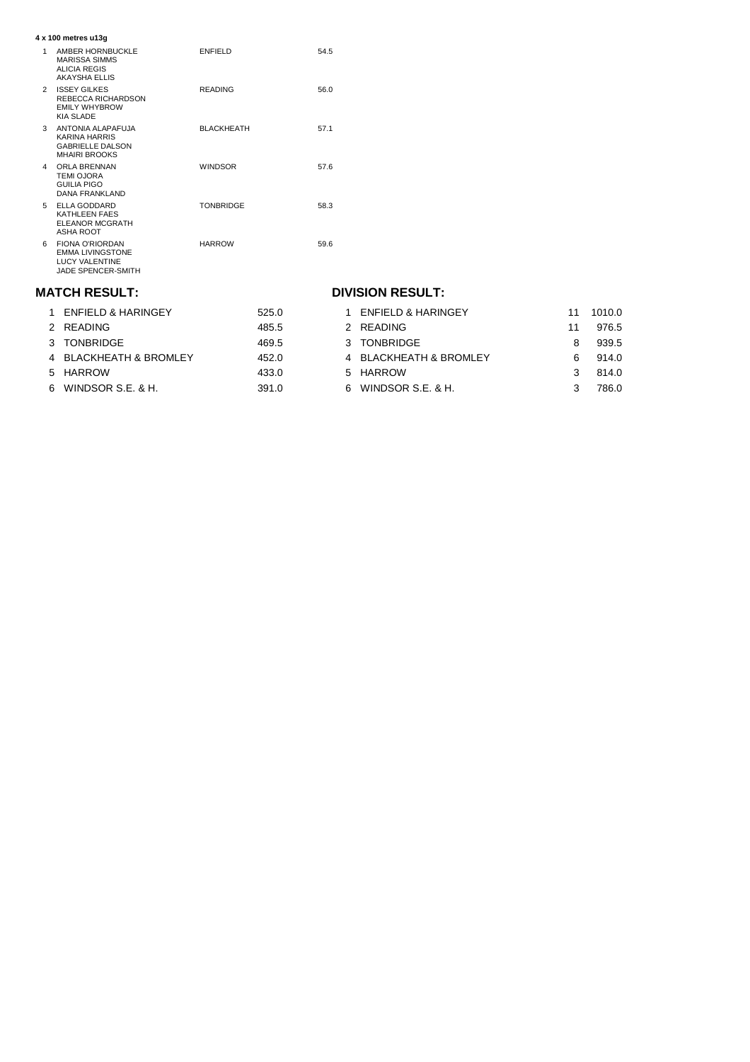**4 x 100 metres u13g**

| Pos | Athletes | Club | Time |
|---|---|---|---|
| 1 | AMBER HORNBUCKLE<br>MARISSA SIMMS<br>ALICIA REGIS<br>AKAYSHA ELLIS | ENFIELD | 54.5 |
| 2 | ISSEY GILKES<br>REBECCA RICHARDSON<br>EMILY WHYBROW<br>KIA SLADE | READING | 56.0 |
| 3 | ANTONIA ALAPAFUJA<br>KARINA HARRIS<br>GABRIELLE DALSON<br>MHAIRI BROOKS | BLACKHEATH | 57.1 |
| 4 | ORLA BRENNAN<br>TEMI OJORA<br>GUILIA PIGO<br>DANA FRANKLAND | WINDSOR | 57.6 |
| 5 | ELLA GODDARD<br>KATHLEEN FAES<br>ELEANOR MCGRATH<br>ASHA ROOT | TONBRIDGE | 58.3 |
| 6 | FIONA O'RIORDAN<br>EMMA LIVINGSTONE<br>LUCY VALENTINE<br>JADE SPENCER-SMITH | HARROW | 59.6 |

## MATCH RESULT:

| Pos | Club | Points |
|---|---|---|
| 1 | ENFIELD & HARINGEY | 525.0 |
| 2 | READING | 485.5 |
| 3 | TONBRIDGE | 469.5 |
| 4 | BLACKHEATH & BROMLEY | 452.0 |
| 5 | HARROW | 433.0 |
| 6 | WINDSOR S.E. & H. | 391.0 |

## DIVISION RESULT:

| Pos | Club | | Points |
|---|---|---|---|
| 1 | ENFIELD & HARINGEY | 11 | 1010.0 |
| 2 | READING | 11 | 976.5 |
| 3 | TONBRIDGE | 8 | 939.5 |
| 4 | BLACKHEATH & BROMLEY | 6 | 914.0 |
| 5 | HARROW | 3 | 814.0 |
| 6 | WINDSOR S.E. & H. | 3 | 786.0 |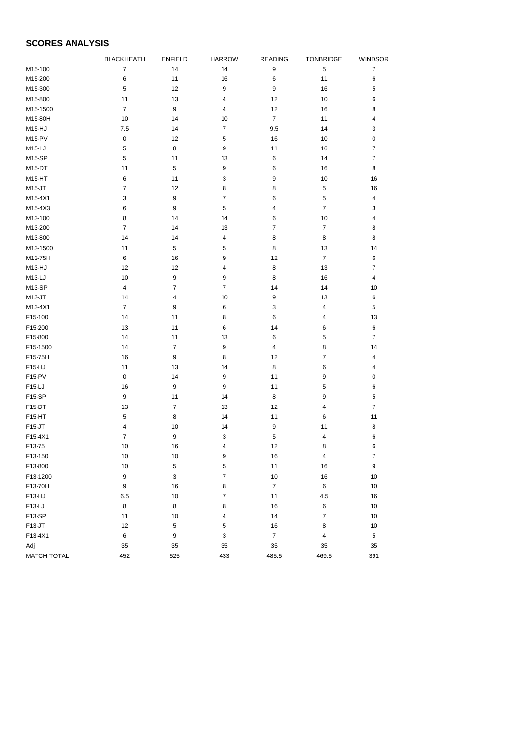## SCORES ANALYSIS

| | BLACKHEATH | ENFIELD | HARROW | READING | TONBRIDGE | WINDSOR |
|---|---|---|---|---|---|---|
| M15-100 | 7 | 14 | 14 | 9 | 5 | 7 |
| M15-200 | 6 | 11 | 16 | 6 | 11 | 6 |
| M15-300 | 5 | 12 | 9 | 9 | 16 | 5 |
| M15-800 | 11 | 13 | 4 | 12 | 10 | 6 |
| M15-1500 | 7 | 9 | 4 | 12 | 16 | 8 |
| M15-80H | 10 | 14 | 10 | 7 | 11 | 4 |
| M15-HJ | 7.5 | 14 | 7 | 9.5 | 14 | 3 |
| M15-PV | 0 | 12 | 5 | 16 | 10 | 0 |
| M15-LJ | 5 | 8 | 9 | 11 | 16 | 7 |
| M15-SP | 5 | 11 | 13 | 6 | 14 | 7 |
| M15-DT | 11 | 5 | 9 | 6 | 16 | 8 |
| M15-HT | 6 | 11 | 3 | 9 | 10 | 16 |
| M15-JT | 7 | 12 | 8 | 8 | 5 | 16 |
| M15-4X1 | 3 | 9 | 7 | 6 | 5 | 4 |
| M15-4X3 | 6 | 9 | 5 | 4 | 7 | 3 |
| M13-100 | 8 | 14 | 14 | 6 | 10 | 4 |
| M13-200 | 7 | 14 | 13 | 7 | 7 | 8 |
| M13-800 | 14 | 14 | 4 | 8 | 8 | 8 |
| M13-1500 | 11 | 5 | 5 | 8 | 13 | 14 |
| M13-75H | 6 | 16 | 9 | 12 | 7 | 6 |
| M13-HJ | 12 | 12 | 4 | 8 | 13 | 7 |
| M13-LJ | 10 | 9 | 9 | 8 | 16 | 4 |
| M13-SP | 4 | 7 | 7 | 14 | 14 | 10 |
| M13-JT | 14 | 4 | 10 | 9 | 13 | 6 |
| M13-4X1 | 7 | 9 | 6 | 3 | 4 | 5 |
| F15-100 | 14 | 11 | 8 | 6 | 4 | 13 |
| F15-200 | 13 | 11 | 6 | 14 | 6 | 6 |
| F15-800 | 14 | 11 | 13 | 6 | 5 | 7 |
| F15-1500 | 14 | 7 | 9 | 4 | 8 | 14 |
| F15-75H | 16 | 9 | 8 | 12 | 7 | 4 |
| F15-HJ | 11 | 13 | 14 | 8 | 6 | 4 |
| F15-PV | 0 | 14 | 9 | 11 | 9 | 0 |
| F15-LJ | 16 | 9 | 9 | 11 | 5 | 6 |
| F15-SP | 9 | 11 | 14 | 8 | 9 | 5 |
| F15-DT | 13 | 7 | 13 | 12 | 4 | 7 |
| F15-HT | 5 | 8 | 14 | 11 | 6 | 11 |
| F15-JT | 4 | 10 | 14 | 9 | 11 | 8 |
| F15-4X1 | 7 | 9 | 3 | 5 | 4 | 6 |
| F13-75 | 10 | 16 | 4 | 12 | 8 | 6 |
| F13-150 | 10 | 10 | 9 | 16 | 4 | 7 |
| F13-800 | 10 | 5 | 5 | 11 | 16 | 9 |
| F13-1200 | 9 | 3 | 7 | 10 | 16 | 10 |
| F13-70H | 9 | 16 | 8 | 7 | 6 | 10 |
| F13-HJ | 6.5 | 10 | 7 | 11 | 4.5 | 16 |
| F13-LJ | 8 | 8 | 8 | 16 | 6 | 10 |
| F13-SP | 11 | 10 | 4 | 14 | 7 | 10 |
| F13-JT | 12 | 5 | 5 | 16 | 8 | 10 |
| F13-4X1 | 6 | 9 | 3 | 7 | 4 | 5 |
| Adj | 35 | 35 | 35 | 35 | 35 | 35 |
| MATCH TOTAL | 452 | 525 | 433 | 485.5 | 469.5 | 391 |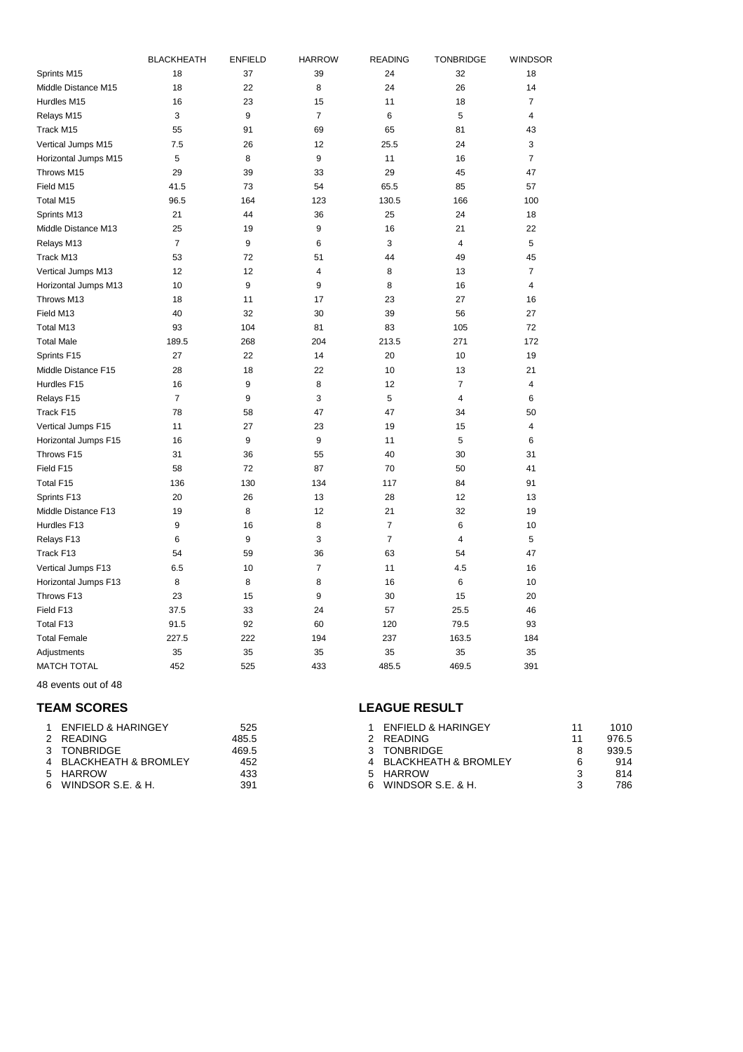| | BLACKHEATH | ENFIELD | HARROW | READING | TONBRIDGE | WINDSOR |
|---|---|---|---|---|---|---|
| Sprints M15 | 18 | 37 | 39 | 24 | 32 | 18 |
| Middle Distance M15 | 18 | 22 | 8 | 24 | 26 | 14 |
| Hurdles M15 | 16 | 23 | 15 | 11 | 18 | 7 |
| Relays M15 | 3 | 9 | 7 | 6 | 5 | 4 |
| Track M15 | 55 | 91 | 69 | 65 | 81 | 43 |
| Vertical Jumps M15 | 7.5 | 26 | 12 | 25.5 | 24 | 3 |
| Horizontal Jumps M15 | 5 | 8 | 9 | 11 | 16 | 7 |
| Throws M15 | 29 | 39 | 33 | 29 | 45 | 47 |
| Field M15 | 41.5 | 73 | 54 | 65.5 | 85 | 57 |
| Total M15 | 96.5 | 164 | 123 | 130.5 | 166 | 100 |
| Sprints M13 | 21 | 44 | 36 | 25 | 24 | 18 |
| Middle Distance M13 | 25 | 19 | 9 | 16 | 21 | 22 |
| Relays M13 | 7 | 9 | 6 | 3 | 4 | 5 |
| Track M13 | 53 | 72 | 51 | 44 | 49 | 45 |
| Vertical Jumps M13 | 12 | 12 | 4 | 8 | 13 | 7 |
| Horizontal Jumps M13 | 10 | 9 | 9 | 8 | 16 | 4 |
| Throws M13 | 18 | 11 | 17 | 23 | 27 | 16 |
| Field M13 | 40 | 32 | 30 | 39 | 56 | 27 |
| Total M13 | 93 | 104 | 81 | 83 | 105 | 72 |
| Total Male | 189.5 | 268 | 204 | 213.5 | 271 | 172 |
| Sprints F15 | 27 | 22 | 14 | 20 | 10 | 19 |
| Middle Distance F15 | 28 | 18 | 22 | 10 | 13 | 21 |
| Hurdles F15 | 16 | 9 | 8 | 12 | 7 | 4 |
| Relays F15 | 7 | 9 | 3 | 5 | 4 | 6 |
| Track F15 | 78 | 58 | 47 | 47 | 34 | 50 |
| Vertical Jumps F15 | 11 | 27 | 23 | 19 | 15 | 4 |
| Horizontal Jumps F15 | 16 | 9 | 9 | 11 | 5 | 6 |
| Throws F15 | 31 | 36 | 55 | 40 | 30 | 31 |
| Field F15 | 58 | 72 | 87 | 70 | 50 | 41 |
| Total F15 | 136 | 130 | 134 | 117 | 84 | 91 |
| Sprints F13 | 20 | 26 | 13 | 28 | 12 | 13 |
| Middle Distance F13 | 19 | 8 | 12 | 21 | 32 | 19 |
| Hurdles F13 | 9 | 16 | 8 | 7 | 6 | 10 |
| Relays F13 | 6 | 9 | 3 | 7 | 4 | 5 |
| Track F13 | 54 | 59 | 36 | 63 | 54 | 47 |
| Vertical Jumps F13 | 6.5 | 10 | 7 | 11 | 4.5 | 16 |
| Horizontal Jumps F13 | 8 | 8 | 8 | 16 | 6 | 10 |
| Throws F13 | 23 | 15 | 9 | 30 | 15 | 20 |
| Field F13 | 37.5 | 33 | 24 | 57 | 25.5 | 46 |
| Total F13 | 91.5 | 92 | 60 | 120 | 79.5 | 93 |
| Total Female | 227.5 | 222 | 194 | 237 | 163.5 | 184 |
| Adjustments | 35 | 35 | 35 | 35 | 35 | 35 |
| MATCH TOTAL | 452 | 525 | 433 | 485.5 | 469.5 | 391 |

48 events out of 48

## TEAM SCORES

| | | |
|---|---|---|
| 1 | ENFIELD & HARINGEY | 525 |
| 2 | READING | 485.5 |
| 3 | TONBRIDGE | 469.5 |
| 4 | BLACKHEATH & BROMLEY | 452 |
| 5 | HARROW | 433 |
| 6 | WINDSOR S.E. & H. | 391 |

## LEAGUE RESULT

| | | | |
|---|---|---|---|
| 1 | ENFIELD & HARINGEY | 11 | 1010 |
| 2 | READING | 11 | 976.5 |
| 3 | TONBRIDGE | 8 | 939.5 |
| 4 | BLACKHEATH & BROMLEY | 6 | 914 |
| 5 | HARROW | 3 | 814 |
| 6 | WINDSOR S.E. & H. | 3 | 786 |